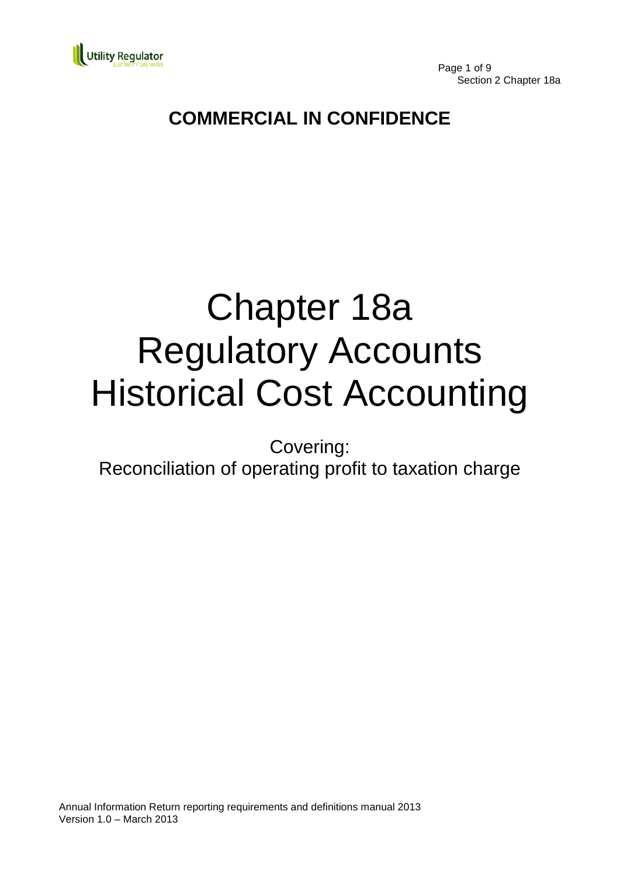**COMMERCIAL IN CONFIDENCE**

# Chapter 18a
# Regulatory Accounts
# Historical Cost Accounting

Covering:
Reconciliation of operating profit to taxation charge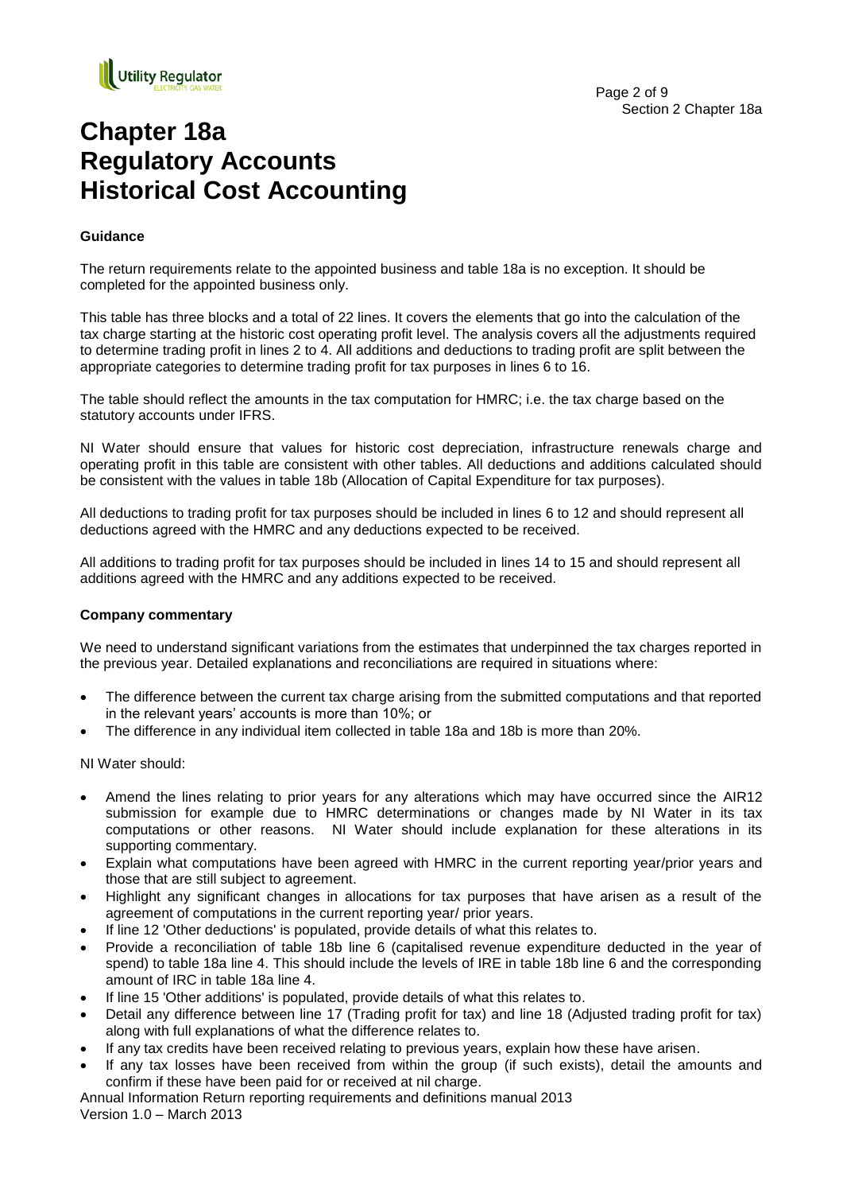# Chapter 18a Regulatory Accounts Historical Cost Accounting

**Guidance**

The return requirements relate to the appointed business and table 18a is no exception. It should be completed for the appointed business only.

This table has three blocks and a total of 22 lines. It covers the elements that go into the calculation of the tax charge starting at the historic cost operating profit level. The analysis covers all the adjustments required to determine trading profit in lines 2 to 4. All additions and deductions to trading profit are split between the appropriate categories to determine trading profit for tax purposes in lines 6 to 16.

The table should reflect the amounts in the tax computation for HMRC; i.e. the tax charge based on the statutory accounts under IFRS.

NI Water should ensure that values for historic cost depreciation, infrastructure renewals charge and operating profit in this table are consistent with other tables. All deductions and additions calculated should be consistent with the values in table 18b (Allocation of Capital Expenditure for tax purposes).

All deductions to trading profit for tax purposes should be included in lines 6 to 12 and should represent all deductions agreed with the HMRC and any deductions expected to be received.

All additions to trading profit for tax purposes should be included in lines 14 to 15 and should represent all additions agreed with the HMRC and any additions expected to be received.

**Company commentary**

We need to understand significant variations from the estimates that underpinned the tax charges reported in the previous year. Detailed explanations and reconciliations are required in situations where:

- The difference between the current tax charge arising from the submitted computations and that reported in the relevant years' accounts is more than 10%; or
- The difference in any individual item collected in table 18a and 18b is more than 20%.

NI Water should:

- Amend the lines relating to prior years for any alterations which may have occurred since the AIR12 submission for example due to HMRC determinations or changes made by NI Water in its tax computations or other reasons. NI Water should include explanation for these alterations in its supporting commentary.
- Explain what computations have been agreed with HMRC in the current reporting year/prior years and those that are still subject to agreement.
- Highlight any significant changes in allocations for tax purposes that have arisen as a result of the agreement of computations in the current reporting year/ prior years.
- If line 12 'Other deductions' is populated, provide details of what this relates to.
- Provide a reconciliation of table 18b line 6 (capitalised revenue expenditure deducted in the year of spend) to table 18a line 4. This should include the levels of IRE in table 18b line 6 and the corresponding amount of IRC in table 18a line 4.
- If line 15 'Other additions' is populated, provide details of what this relates to.
- Detail any difference between line 17 (Trading profit for tax) and line 18 (Adjusted trading profit for tax) along with full explanations of what the difference relates to.
- If any tax credits have been received relating to previous years, explain how these have arisen.
- If any tax losses have been received from within the group (if such exists), detail the amounts and confirm if these have been paid for or received at nil charge.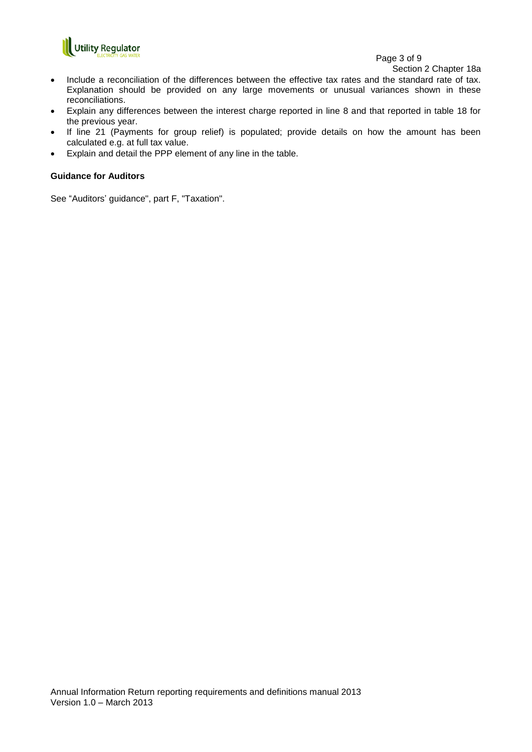- Include a reconciliation of the differences between the effective tax rates and the standard rate of tax. Explanation should be provided on any large movements or unusual variances shown in these reconciliations.
- Explain any differences between the interest charge reported in line 8 and that reported in table 18 for the previous year.
- If line 21 (Payments for group relief) is populated; provide details on how the amount has been calculated e.g. at full tax value.
- Explain and detail the PPP element of any line in the table.

**Guidance for Auditors**

See "Auditors' guidance", part F, "Taxation".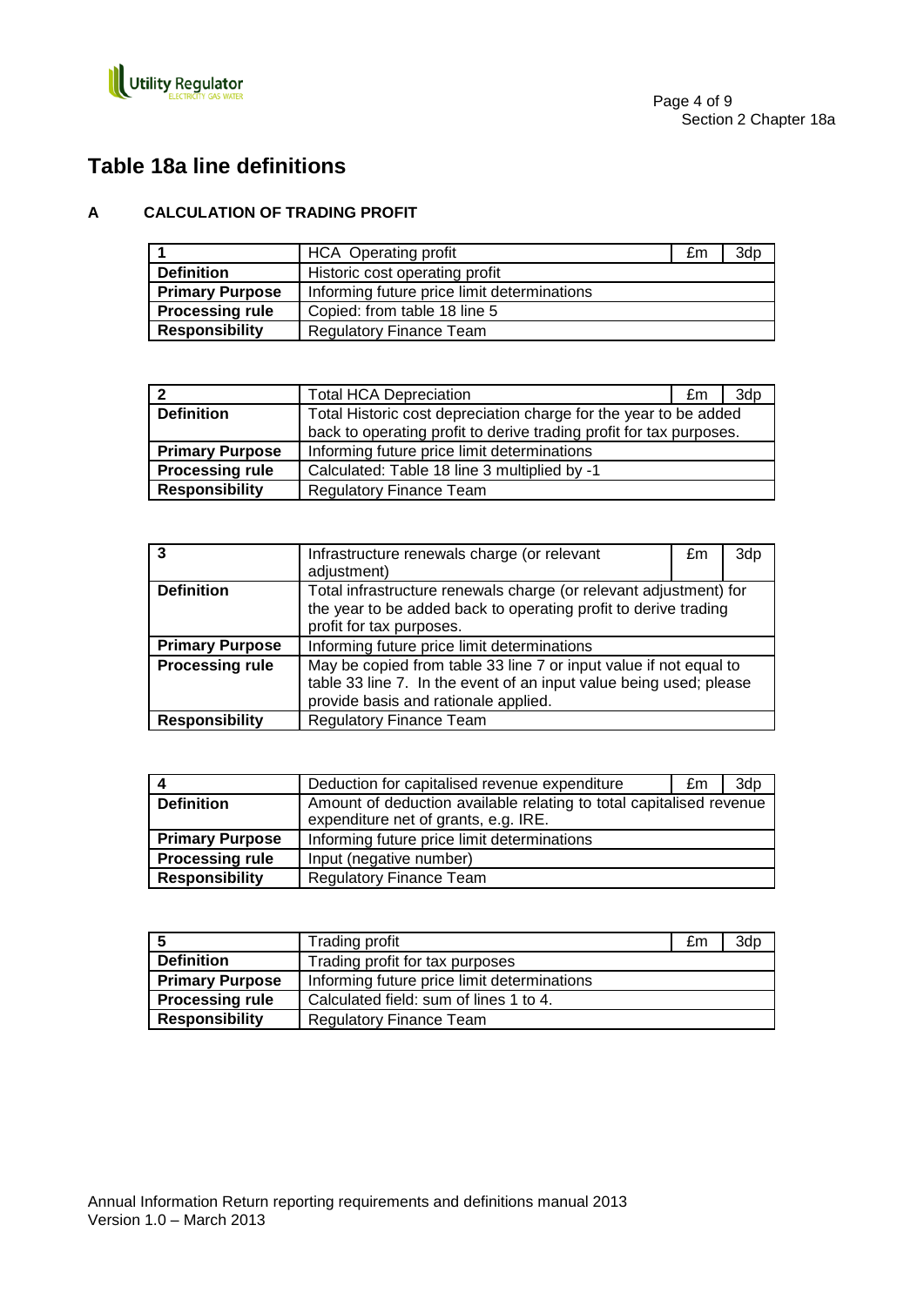# Table 18a line definitions

## A CALCULATION OF TRADING PROFIT

| 1 | HCA Operating profit | £m | 3dp |
|---|---|---|---|
| **Definition** | Historic cost operating profit | | |
| **Primary Purpose** | Informing future price limit determinations | | |
| **Processing rule** | Copied: from table 18 line 5 | | |
| **Responsibility** | Regulatory Finance Team | | |

| 2 | Total HCA Depreciation | £m | 3dp |
|---|---|---|---|
| **Definition** | Total Historic cost depreciation charge for the year to be added back to operating profit to derive trading profit for tax purposes. | | |
| **Primary Purpose** | Informing future price limit determinations | | |
| **Processing rule** | Calculated: Table 18 line 3 multiplied by -1 | | |
| **Responsibility** | Regulatory Finance Team | | |

| 3 | Infrastructure renewals charge (or relevant adjustment) | £m | 3dp |
|---|---|---|---|
| **Definition** | Total infrastructure renewals charge (or relevant adjustment) for the year to be added back to operating profit to derive trading profit for tax purposes. | | |
| **Primary Purpose** | Informing future price limit determinations | | |
| **Processing rule** | May be copied from table 33 line 7 or input value if not equal to table 33 line 7. In the event of an input value being used; please provide basis and rationale applied. | | |
| **Responsibility** | Regulatory Finance Team | | |

| 4 | Deduction for capitalised revenue expenditure | £m | 3dp |
|---|---|---|---|
| **Definition** | Amount of deduction available relating to total capitalised revenue expenditure net of grants, e.g. IRE. | | |
| **Primary Purpose** | Informing future price limit determinations | | |
| **Processing rule** | Input (negative number) | | |
| **Responsibility** | Regulatory Finance Team | | |

| 5 | Trading profit | £m | 3dp |
|---|---|---|---|
| **Definition** | Trading profit for tax purposes | | |
| **Primary Purpose** | Informing future price limit determinations | | |
| **Processing rule** | Calculated field: sum of lines 1 to 4. | | |
| **Responsibility** | Regulatory Finance Team | | |

Annual Information Return reporting requirements and definitions manual 2013
Version 1.0 – March 2013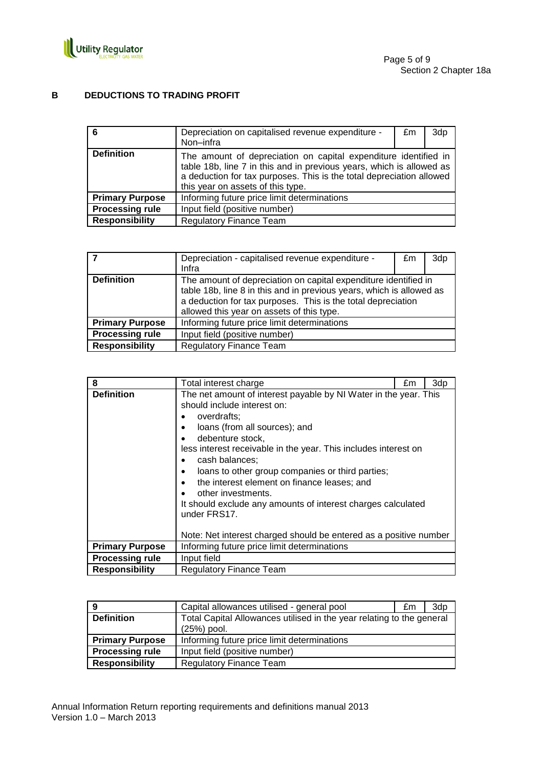## B DEDUCTIONS TO TRADING PROFIT

| 6 | Depreciation on capitalised revenue expenditure - Non–infra | £m | 3dp |
|---|---|---|---|
| **Definition** | The amount of depreciation on capital expenditure identified in table 18b, line 7 in this and in previous years, which is allowed as a deduction for tax purposes. This is the total depreciation allowed this year on assets of this type. | | |
| **Primary Purpose** | Informing future price limit determinations | | |
| **Processing rule** | Input field (positive number) | | |
| **Responsibility** | Regulatory Finance Team | | |

| 7 | Depreciation - capitalised revenue expenditure - Infra | £m | 3dp |
|---|---|---|---|
| **Definition** | The amount of depreciation on capital expenditure identified in table 18b, line 8 in this and in previous years, which is allowed as a deduction for tax purposes. This is the total depreciation allowed this year on assets of this type. | | |
| **Primary Purpose** | Informing future price limit determinations | | |
| **Processing rule** | Input field (positive number) | | |
| **Responsibility** | Regulatory Finance Team | | |

| 8 | Total interest charge | £m | 3dp |
|---|---|---|---|
| **Definition** | The net amount of interest payable by NI Water in the year. This should include interest on:<br>• overdrafts;<br>• loans (from all sources); and<br>• debenture stock,<br>less interest receivable in the year. This includes interest on<br>• cash balances;<br>• loans to other group companies or third parties;<br>• the interest element on finance leases; and<br>• other investments.<br>It should exclude any amounts of interest charges calculated under FRS17.<br><br>Note: Net interest charged should be entered as a positive number | | |
| **Primary Purpose** | Informing future price limit determinations | | |
| **Processing rule** | Input field | | |
| **Responsibility** | Regulatory Finance Team | | |

| 9 | Capital allowances utilised - general pool | £m | 3dp |
|---|---|---|---|
| **Definition** | Total Capital Allowances utilised in the year relating to the general (25%) pool. | | |
| **Primary Purpose** | Informing future price limit determinations | | |
| **Processing rule** | Input field (positive number) | | |
| **Responsibility** | Regulatory Finance Team | | |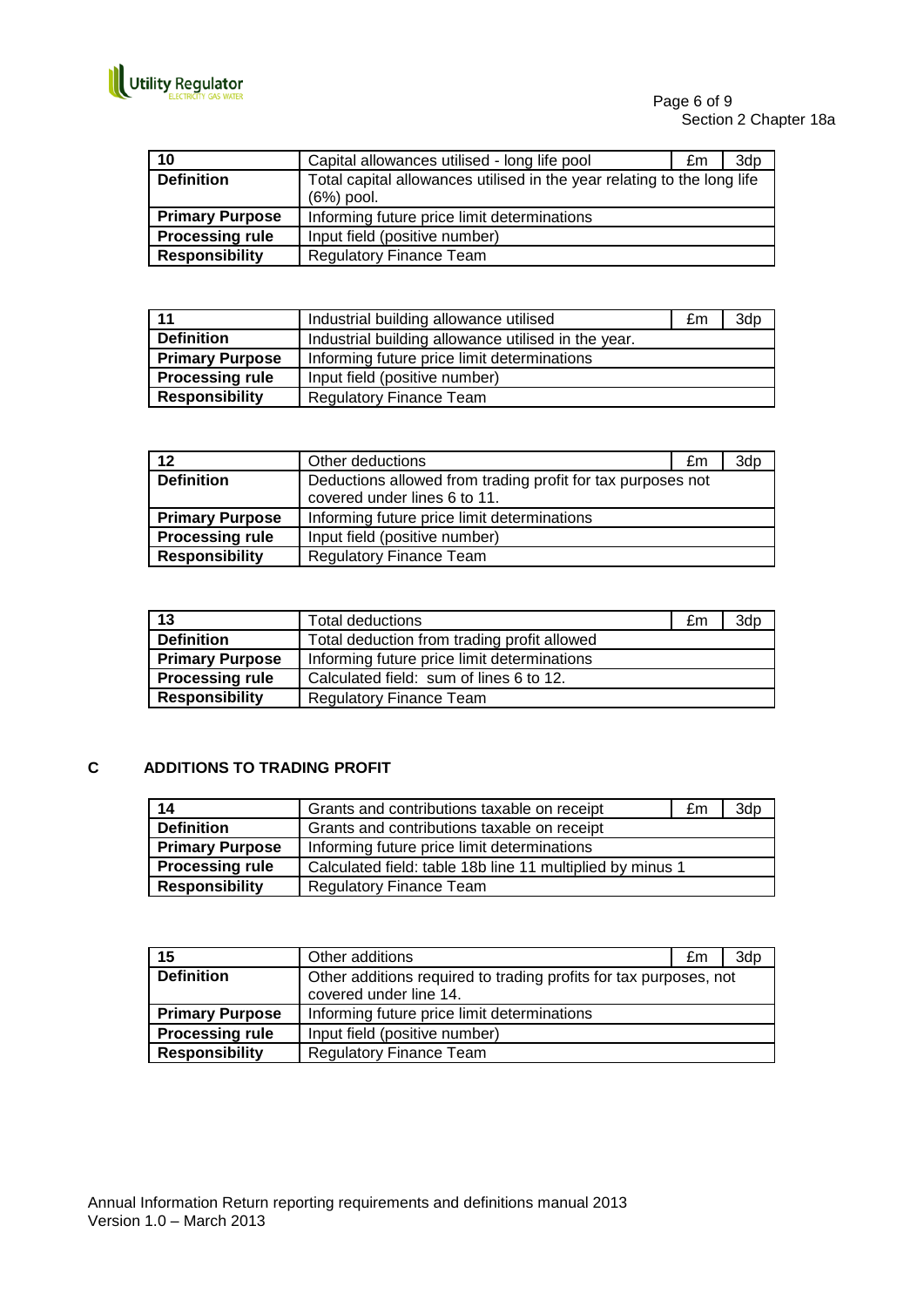| 10 | Capital allowances utilised - long life pool | £m | 3dp |
|---|---|---|---|
| **Definition** | Total capital allowances utilised in the year relating to the long life (6%) pool. | | |
| **Primary Purpose** | Informing future price limit determinations | | |
| **Processing rule** | Input field (positive number) | | |
| **Responsibility** | Regulatory Finance Team | | |

| 11 | Industrial building allowance utilised | £m | 3dp |
|---|---|---|---|
| **Definition** | Industrial building allowance utilised in the year. | | |
| **Primary Purpose** | Informing future price limit determinations | | |
| **Processing rule** | Input field (positive number) | | |
| **Responsibility** | Regulatory Finance Team | | |

| 12 | Other deductions | £m | 3dp |
|---|---|---|---|
| **Definition** | Deductions allowed from trading profit for tax purposes not covered under lines 6 to 11. | | |
| **Primary Purpose** | Informing future price limit determinations | | |
| **Processing rule** | Input field (positive number) | | |
| **Responsibility** | Regulatory Finance Team | | |

| 13 | Total deductions | £m | 3dp |
|---|---|---|---|
| **Definition** | Total deduction from trading profit allowed | | |
| **Primary Purpose** | Informing future price limit determinations | | |
| **Processing rule** | Calculated field: sum of lines 6 to 12. | | |
| **Responsibility** | Regulatory Finance Team | | |

## C ADDITIONS TO TRADING PROFIT

| 14 | Grants and contributions taxable on receipt | £m | 3dp |
|---|---|---|---|
| **Definition** | Grants and contributions taxable on receipt | | |
| **Primary Purpose** | Informing future price limit determinations | | |
| **Processing rule** | Calculated field: table 18b line 11 multiplied by minus 1 | | |
| **Responsibility** | Regulatory Finance Team | | |

| 15 | Other additions | £m | 3dp |
|---|---|---|---|
| **Definition** | Other additions required to trading profits for tax purposes, not covered under line 14. | | |
| **Primary Purpose** | Informing future price limit determinations | | |
| **Processing rule** | Input field (positive number) | | |
| **Responsibility** | Regulatory Finance Team | | |

Annual Information Return reporting requirements and definitions manual 2013
Version 1.0 – March 2013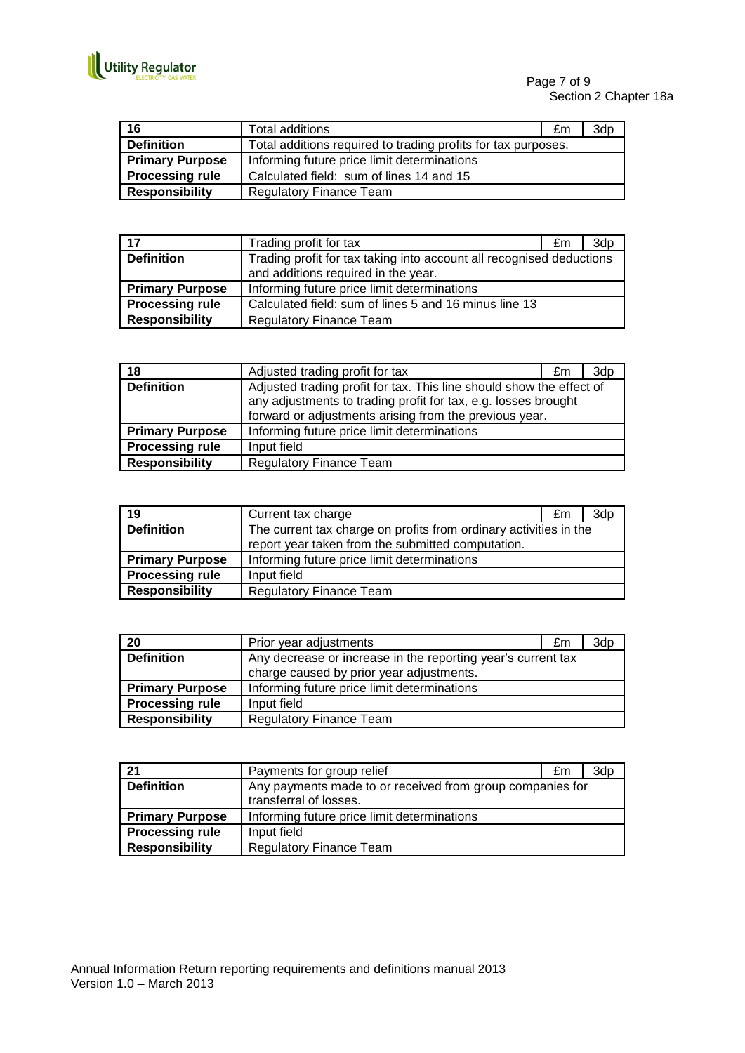| 16 | Total additions | £m | 3dp |
|---|---|---|---|
| **Definition** | Total additions required to trading profits for tax purposes. | | |
| **Primary Purpose** | Informing future price limit determinations | | |
| **Processing rule** | Calculated field: sum of lines 14 and 15 | | |
| **Responsibility** | Regulatory Finance Team | | |

| 17 | Trading profit for tax | £m | 3dp |
|---|---|---|---|
| **Definition** | Trading profit for tax taking into account all recognised deductions and additions required in the year. | | |
| **Primary Purpose** | Informing future price limit determinations | | |
| **Processing rule** | Calculated field: sum of lines 5 and 16 minus line 13 | | |
| **Responsibility** | Regulatory Finance Team | | |

| 18 | Adjusted trading profit for tax | £m | 3dp |
|---|---|---|---|
| **Definition** | Adjusted trading profit for tax. This line should show the effect of any adjustments to trading profit for tax, e.g. losses brought forward or adjustments arising from the previous year. | | |
| **Primary Purpose** | Informing future price limit determinations | | |
| **Processing rule** | Input field | | |
| **Responsibility** | Regulatory Finance Team | | |

| 19 | Current tax charge | £m | 3dp |
|---|---|---|---|
| **Definition** | The current tax charge on profits from ordinary activities in the report year taken from the submitted computation. | | |
| **Primary Purpose** | Informing future price limit determinations | | |
| **Processing rule** | Input field | | |
| **Responsibility** | Regulatory Finance Team | | |

| 20 | Prior year adjustments | £m | 3dp |
|---|---|---|---|
| **Definition** | Any decrease or increase in the reporting year's current tax charge caused by prior year adjustments. | | |
| **Primary Purpose** | Informing future price limit determinations | | |
| **Processing rule** | Input field | | |
| **Responsibility** | Regulatory Finance Team | | |

| 21 | Payments for group relief | £m | 3dp |
|---|---|---|---|
| **Definition** | Any payments made to or received from group companies for transferral of losses. | | |
| **Primary Purpose** | Informing future price limit determinations | | |
| **Processing rule** | Input field | | |
| **Responsibility** | Regulatory Finance Team | | |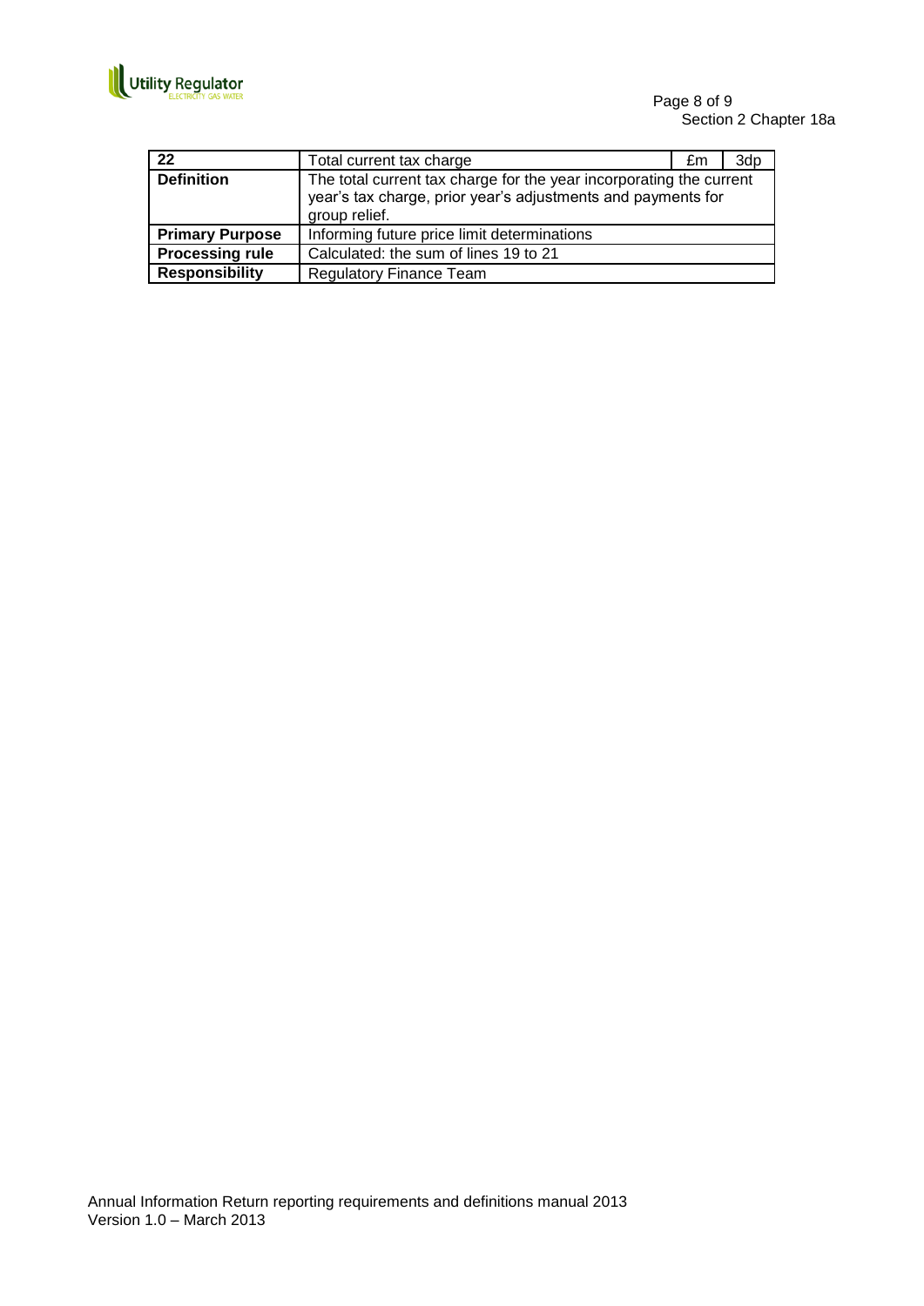| 22 | Total current tax charge | £m | 3dp |
|---|---|---|---|
| **Definition** | The total current tax charge for the year incorporating the current year's tax charge, prior year's adjustments and payments for group relief. | | |
| **Primary Purpose** | Informing future price limit determinations | | |
| **Processing rule** | Calculated: the sum of lines 19 to 21 | | |
| **Responsibility** | Regulatory Finance Team | | |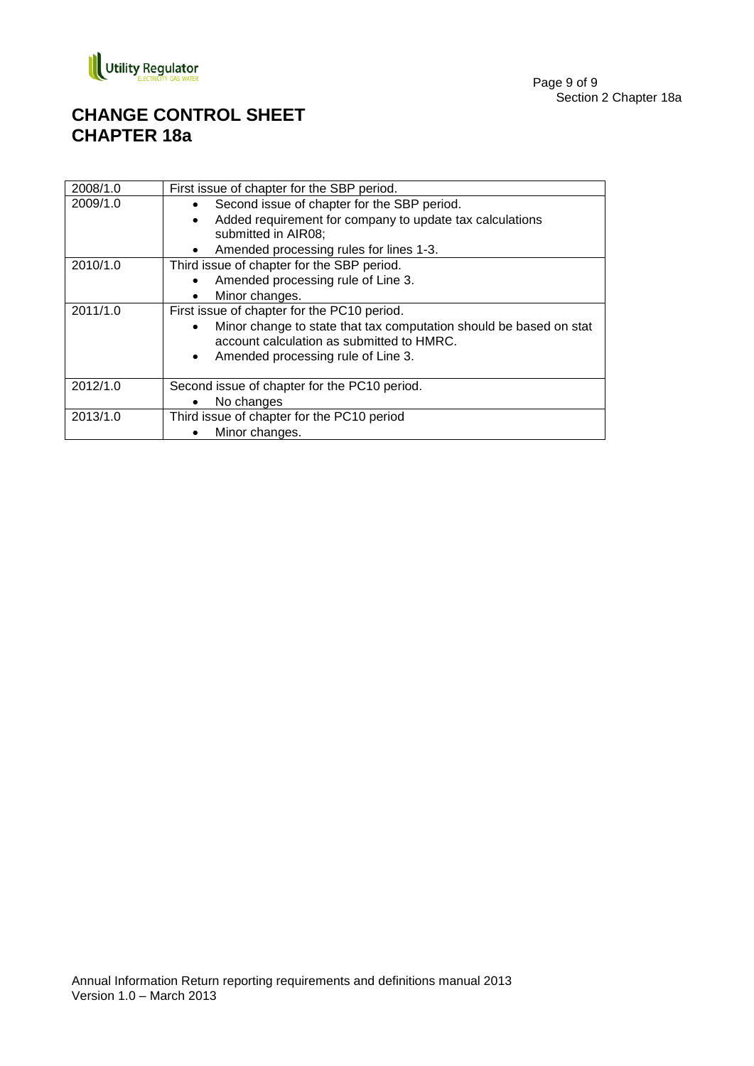# CHANGE CONTROL SHEET
# CHAPTER 18a

| | |
|---|---|
| 2008/1.0 | First issue of chapter for the SBP period. |
| 2009/1.0 | • Second issue of chapter for the SBP period.<br>• Added requirement for company to update tax calculations submitted in AIR08;<br>• Amended processing rules for lines 1-3. |
| 2010/1.0 | Third issue of chapter for the SBP period.<br>• Amended processing rule of Line 3.<br>• Minor changes. |
| 2011/1.0 | First issue of chapter for the PC10 period.<br>• Minor change to state that tax computation should be based on stat account calculation as submitted to HMRC.<br>• Amended processing rule of Line 3. |
| 2012/1.0 | Second issue of chapter for the PC10 period.<br>• No changes |
| 2013/1.0 | Third issue of chapter for the PC10 period<br>• Minor changes. |

Annual Information Return reporting requirements and definitions manual 2013
Version 1.0 – March 2013